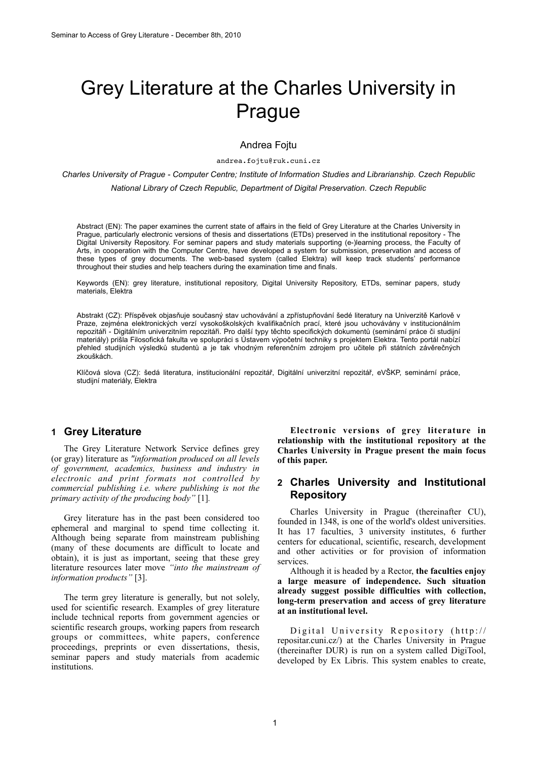# Grey Literature at the Charles University in Prague

Andrea Fojtu

andrea.fojtu@ruk.cuni.cz

*Charles University of Prague - Computer Centre; Institute of Information Studies and Librarianship. Czech Republic*

*National Library of Czech Republic, Department of Digital Preservation. Czech Republic*

Abstract (EN): The paper examines the current state of affairs in the field of Grey Literature at the Charles University in Prague, particularly electronic versions of thesis and dissertations (ETDs) preserved in the institutional repository - The Digital University Repository. For seminar papers and study materials supporting (e-)learning process, the Faculty of Arts, in cooperation with the Computer Centre, have developed a system for submission, preservation and access of these types of grey documents. The web-based system (called Elektra) will keep track students' performance throughout their studies and help teachers during the examination time and finals.

Keywords (EN): grey literature, institutional repository, Digital University Repository, ETDs, seminar papers, study materials, Elektra

Abstrakt (CZ): Příspěvek objasňuje současný stav uchovávání a zpřístupňování šedé literatury na Univerzitě Karlově v Praze, zejména elektronických verzí vysokoškolských kvalifikačních prací, které jsou uchovávány v institucionálním repozitáři - Digitálním univerzitním repozitáři. Pro další typy těchto specifických dokumentů (seminární práce či studijní materiály) přišla Filosofická fakulta ve spolupráci s Ústavem výpočetní techniky s projektem Elektra. Tento portál nabízí přehled studijních výsledků studentů a je tak vhodným referenčním zdrojem pro učitele při státních závěrečných zkouškách.

Klíčová slova (CZ): šedá literatura, institucionální repozitář, Digitální univerzitní repozitář, eVŠKP, seminární práce, studijní materiály, Elektra

## 1 Grey Literature

The Grey Literature Network Service defines grey (or gray) literature as *"information produced on all levels of government, academics, business and industry in electronic and print formats not controlled by commercial publishing i.e. where publishing is not the primary activity of the producing body"* [1].

Grey literature has in the past been considered too ephemeral and marginal to spend time collecting it. Although being separate from mainstream publishing (many of these documents are difficult to locate and obtain), it is just as important, seeing that these grey literature resources later move *"into the mainstream of information products"* [3].

The term grey literature is generally, but not solely, used for scientific research. Examples of grey literature include technical reports from government agencies or scientific research groups, working papers from research groups or committees, white papers, conference proceedings, preprints or even dissertations, thesis, seminar papers and study materials from academic institutions.

**Electronic versions of grey literature in relationship with the institutional repository at the Charles University in Prague present the main focus of this paper.**

## 2 Charles University and Institutional Repository

Charles University in Prague (thereinafter CU), founded in 1348, is one of the world's oldest universities. It has 17 faculties, 3 university institutes, 6 further centers for educational, scientific, research, development and other activities or for provision of information services.

Although it is headed by a Rector, **the faculties enjoy a large measure of independence. Such situation already suggest possible difficulties with collection, long-term preservation and access of grey literature at an institutional level.**

Digital University Repository (http://repositar.cuni.cz/) at the Charles University in Prague (thereinafter DUR) is run on a system called DigiTool, developed by Ex Libris. This system enables to create,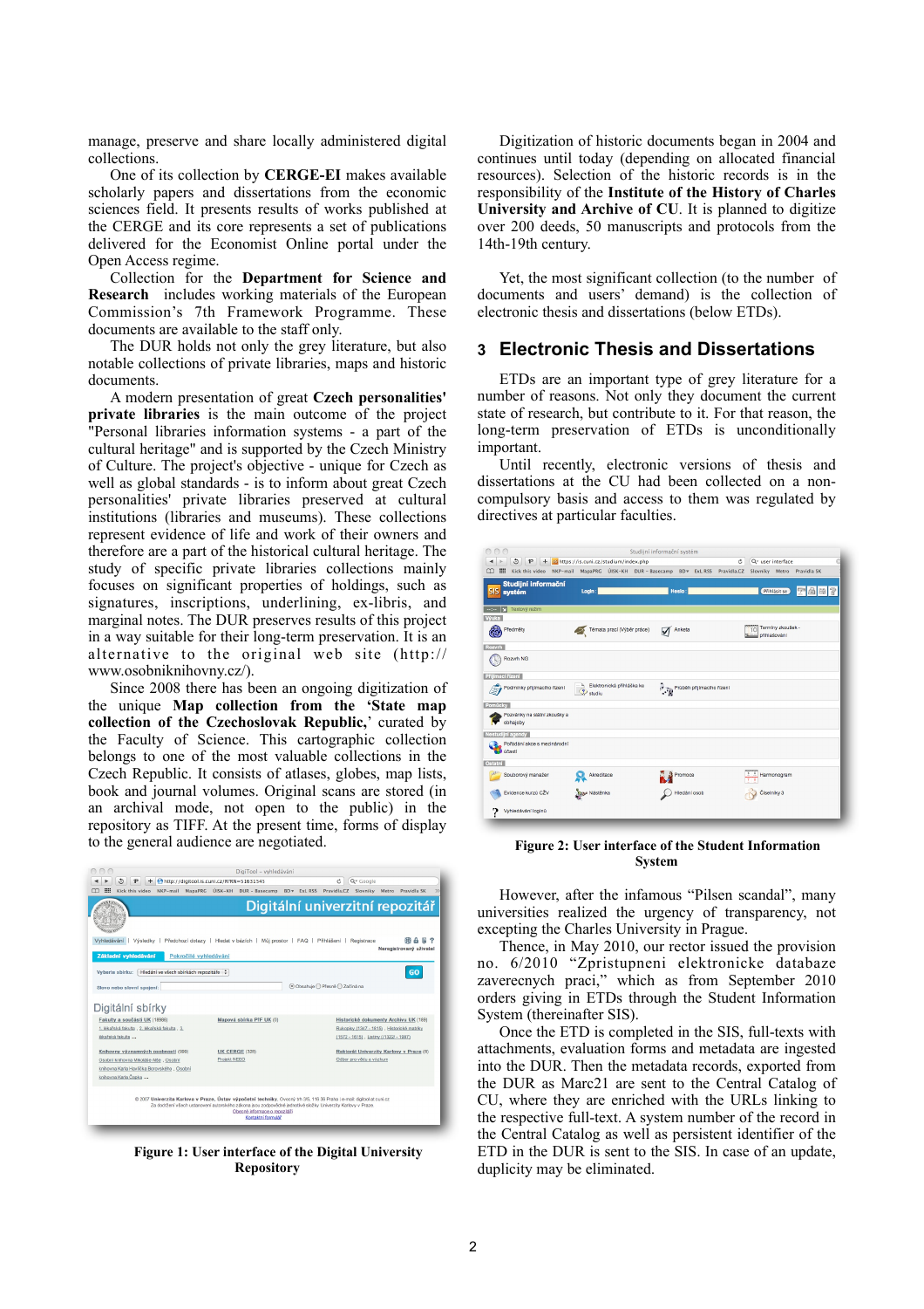manage, preserve and share locally administered digital collections.

One of its collection by **CERGE-EI** makes available scholarly papers and dissertations from the economic sciences field. It presents results of works published at the CERGE and its core represents a set of publications delivered for the Economist Online portal under the Open Access regime.

Collection for the **Department for Science and Research** includes working materials of the European Commission's 7th Framework Programme. These documents are available to the staff only.

The DUR holds not only the grey literature, but also notable collections of private libraries, maps and historic documents.

A modern presentation of great **Czech personalities' private libraries** is the main outcome of the project "Personal libraries information systems - a part of the cultural heritage" and is supported by the Czech Ministry of Culture. The project's objective - unique for Czech as well as global standards - is to inform about great Czech personalities' private libraries preserved at cultural institutions (libraries and museums). These collections represent evidence of life and work of their owners and therefore are a part of the historical cultural heritage. The study of specific private libraries collections mainly focuses on significant properties of holdings, such as signatures, inscriptions, underlining, ex-libris, and marginal notes. The DUR preserves results of this project in a way suitable for their long-term preservation. It is an alternative to the original web site (http://www.osobniknihovny.cz/).

Since 2008 there has been an ongoing digitization of the unique **Map collection from the 'State map collection of the Czechoslovak Republic,'** curated by the Faculty of Science. This cartographic collection belongs to one of the most valuable collections in the Czech Republic. It consists of atlases, globes, map lists, book and journal volumes. Original scans are stored (in an archival mode, not open to the public) in the repository as TIFF. At the present time, forms of display to the general audience are negotiated.

**Figure 1: User interface of the Digital University Repository**

Digitization of historic documents began in 2004 and continues until today (depending on allocated financial resources). Selection of the historic records is in the responsibility of the **Institute of the History of Charles University and Archive of CU**. It is planned to digitize over 200 deeds, 50 manuscripts and protocols from the 14th-19th century.

Yet, the most significant collection (to the number of documents and users' demand) is the collection of electronic thesis and dissertations (below ETDs).

## 3 Electronic Thesis and Dissertations

ETDs are an important type of grey literature for a number of reasons. Not only they document the current state of research, but contribute to it. For that reason, the long-term preservation of ETDs is unconditionally important.

Until recently, electronic versions of thesis and dissertations at the CU had been collected on a non-compulsory basis and access to them was regulated by directives at particular faculties.

**Figure 2: User interface of the Student Information System**

However, after the infamous "Pilsen scandal", many universities realized the urgency of transparency, not excepting the Charles University in Prague.

Thence, in May 2010, our rector issued the provision no. 6/2010 "Zpristupneni elektronicke databaze zaverecnych praci," which as from September 2010 orders giving in ETDs through the Student Information System (thereinafter SIS).

Once the ETD is completed in the SIS, full-texts with attachments, evaluation forms and metadata are ingested into the DUR. Then the metadata records, exported from the DUR as Marc21 are sent to the Central Catalog of CU, where they are enriched with the URLs linking to the respective full-text. A system number of the record in the Central Catalog as well as persistent identifier of the ETD in the DUR is sent to the SIS. In case of an update, duplicity may be eliminated.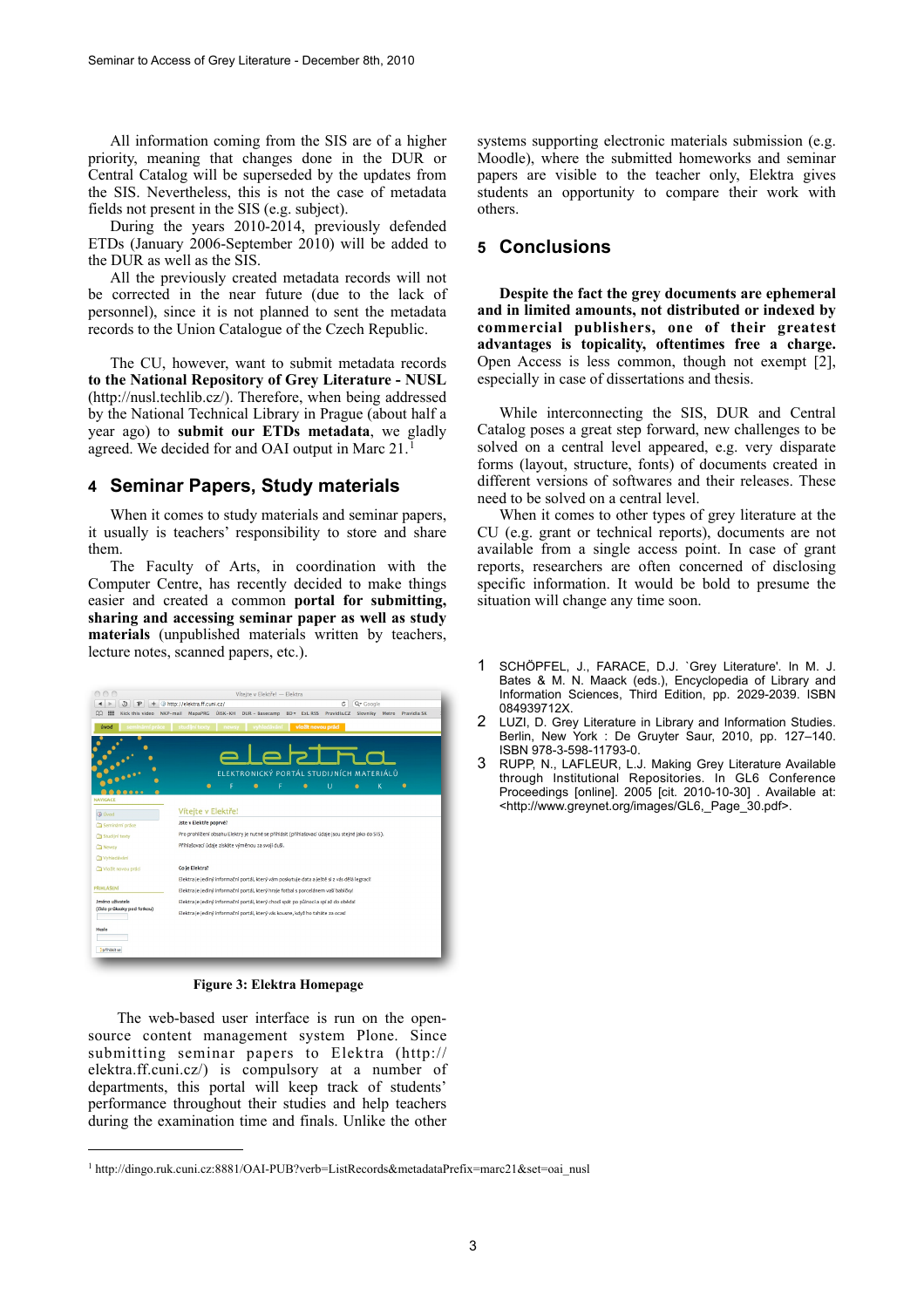All information coming from the SIS are of a higher priority, meaning that changes done in the DUR or Central Catalog will be superseded by the updates from the SIS. Nevertheless, this is not the case of metadata fields not present in the SIS (e.g. subject).

During the years 2010-2014, previously defended ETDs (January 2006-September 2010) will be added to the DUR as well as the SIS.

All the previously created metadata records will not be corrected in the near future (due to the lack of personnel), since it is not planned to sent the metadata records to the Union Catalogue of the Czech Republic.

The CU, however, want to submit metadata records **to the National Repository of Grey Literature - NUSL** (http://nusl.techlib.cz/). Therefore, when being addressed by the National Technical Library in Prague (about half a year ago) to **submit our ETDs metadata**, we gladly agreed. We decided for and OAI output in Marc 21.[1]

## 4 Seminar Papers, Study materials

When it comes to study materials and seminar papers, it usually is teachers' responsibility to store and share them.

The Faculty of Arts, in coordination with the Computer Centre, has recently decided to make things easier and created a common **portal for submitting, sharing and accessing seminar paper as well as study materials** (unpublished materials written by teachers, lecture notes, scanned papers, etc.).

**Figure 3: Elektra Homepage**

The web-based user interface is run on the open-source content management system Plone. Since submitting seminar papers to Elektra (http://elektra.ff.cuni.cz/) is compulsory at a number of departments, this portal will keep track of students' performance throughout their studies and help teachers during the examination time and finals. Unlike the other systems supporting electronic materials submission (e.g. Moodle), where the submitted homeworks and seminar papers are visible to the teacher only, Elektra gives students an opportunity to compare their work with others.

## 5 Conclusions

**Despite the fact the grey documents are ephemeral and in limited amounts, not distributed or indexed by commercial publishers, one of their greatest advantages is topicality, oftentimes free a charge.** Open Access is less common, though not exempt [2], especially in case of dissertations and thesis.

While interconnecting the SIS, DUR and Central Catalog poses a great step forward, new challenges to be solved on a central level appeared, e.g. very disparate forms (layout, structure, fonts) of documents created in different versions of softwares and their releases. These need to be solved on a central level.

When it comes to other types of grey literature at the CU (e.g. grant or technical reports), documents are not available from a single access point. In case of grant reports, researchers are often concerned of disclosing specific information. It would be bold to presume the situation will change any time soon.

1. SCHÖPFEL, J., FARACE, D.J. `Grey Literature'. In M. J. Bates & M. N. Maack (eds.), Encyclopedia of Library and Information Sciences, Third Edition, pp. 2029-2039. ISBN 084939712X.
2. LUZI, D. Grey Literature in Library and Information Studies. Berlin, New York : De Gruyter Saur, 2010, pp. 127–140. ISBN 978-3-598-11793-0.
3. RUPP, N., LAFLEUR, L.J. Making Grey Literature Available through Institutional Repositories. In GL6 Conference Proceedings [online]. 2005 [cit. 2010-10-30] . Available at: <http://www.greynet.org/images/GL6,_Page_30.pdf>.

[1] http://dingo.ruk.cuni.cz:8881/OAI-PUB?verb=ListRecords&metadataPrefix=marc21&set=oai_nusl